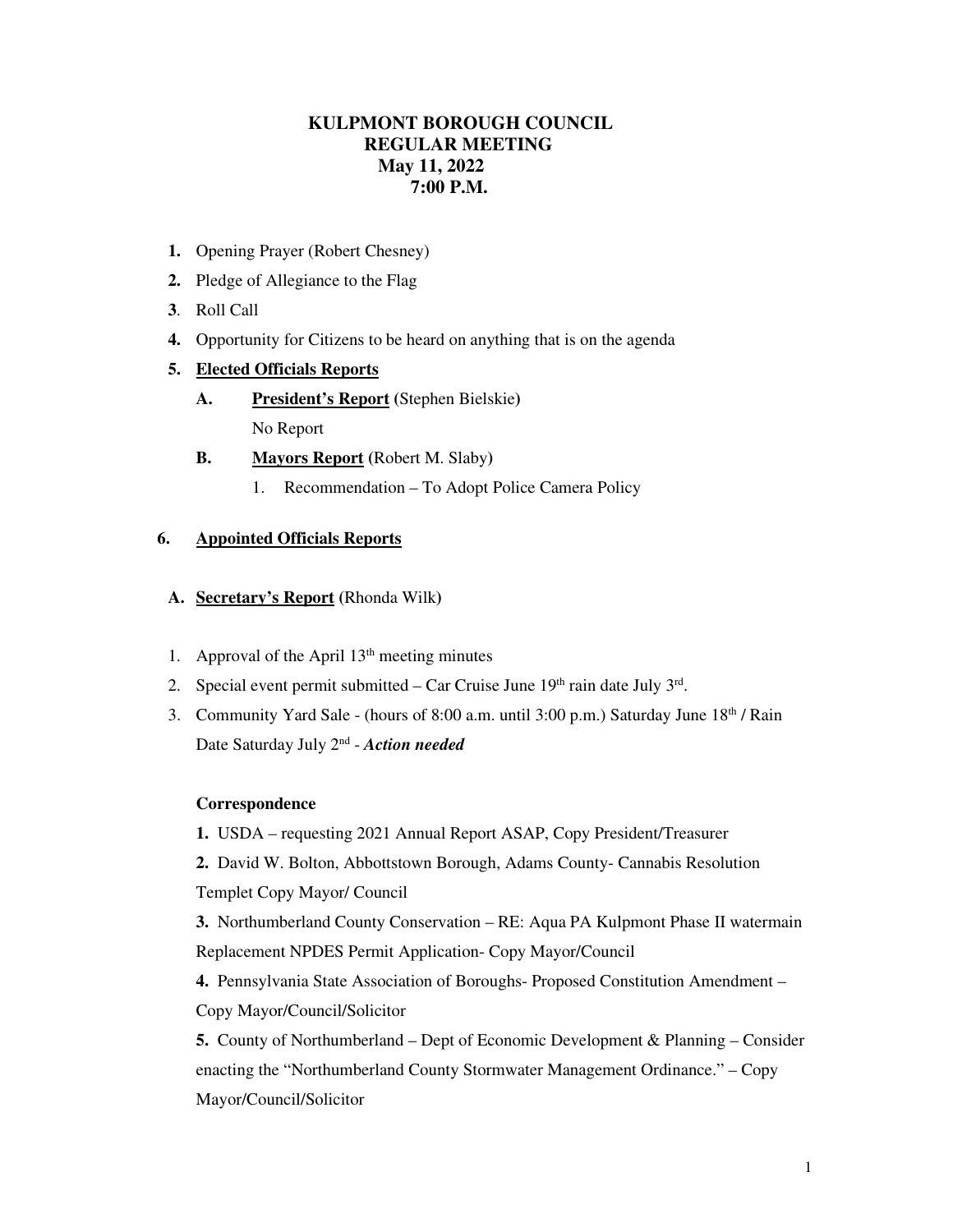# KULPMONT BOROUGH COUNCIL
## REGULAR MEETING
### May 11, 2022
### 7:00 P.M.

1. Opening Prayer (Robert Chesney)
2. Pledge of Allegiance to the Flag
3. Roll Call
4. Opportunity for Citizens to be heard on anything that is on the agenda
5. **Elected Officials Reports**
   - **A. President's Report (**Stephen Bielskie**)**
     No Report
   - **B. Mayors Report (**Robert M. Slaby**)**
     1. Recommendation – To Adopt Police Camera Policy

6. **Appointed Officials Reports**

   **A. Secretary's Report (**Rhonda Wilk**)**

1. Approval of the April 13th meeting minutes
2. Special event permit submitted – Car Cruise June 19th rain date July 3rd.
3. Community Yard Sale - (hours of 8:00 a.m. until 3:00 p.m.) Saturday June 18th / Rain Date Saturday July 2nd - ***Action needed***

**Correspondence**

**1.** USDA – requesting 2021 Annual Report ASAP, Copy President/Treasurer

**2.** David W. Bolton, Abbottstown Borough, Adams County- Cannabis Resolution Templet Copy Mayor/ Council

**3.** Northumberland County Conservation – RE: Aqua PA Kulpmont Phase II watermain Replacement NPDES Permit Application- Copy Mayor/Council

**4.** Pennsylvania State Association of Boroughs- Proposed Constitution Amendment – Copy Mayor/Council/Solicitor

**5.** County of Northumberland – Dept of Economic Development & Planning – Consider enacting the "Northumberland County Stormwater Management Ordinance." – Copy Mayor/Council/Solicitor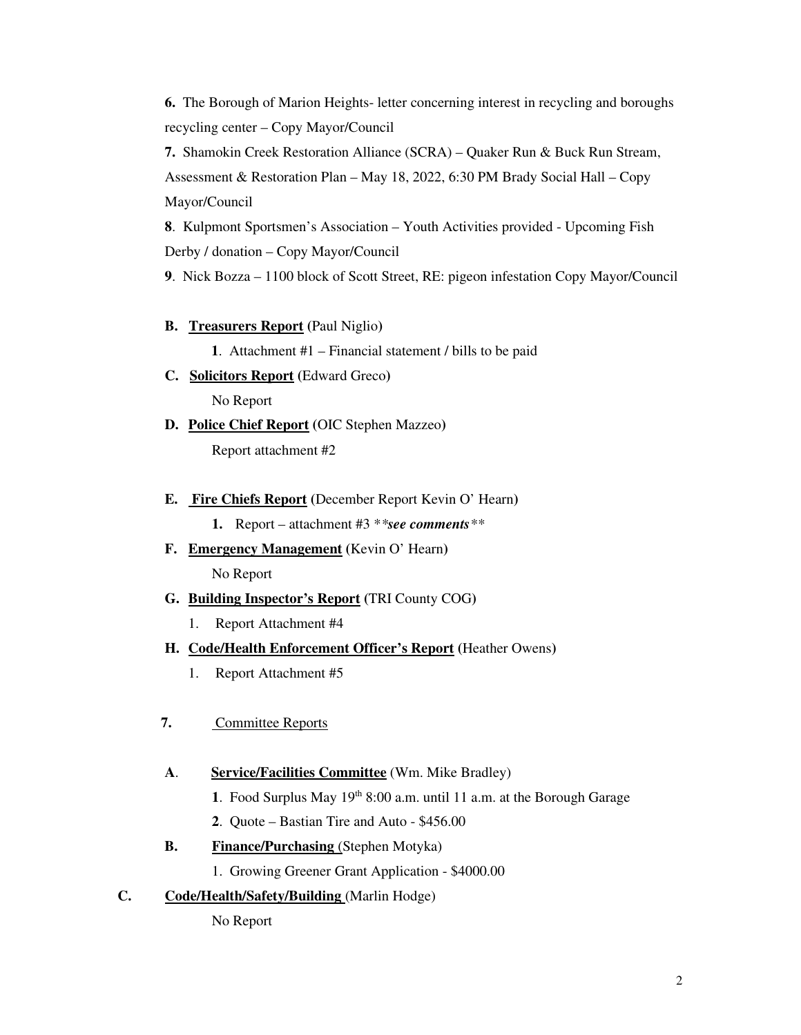**6.** The Borough of Marion Heights- letter concerning interest in recycling and boroughs recycling center – Copy Mayor/Council

**7.** Shamokin Creek Restoration Alliance (SCRA) – Quaker Run & Buck Run Stream, Assessment & Restoration Plan – May 18, 2022, 6:30 PM Brady Social Hall – Copy Mayor/Council

**8**. Kulpmont Sportsmen's Association – Youth Activities provided - Upcoming Fish Derby / donation – Copy Mayor/Council

**9**. Nick Bozza – 1100 block of Scott Street, RE: pigeon infestation Copy Mayor/Council

**B. <u>Treasurers Report</u>** (Paul Niglio)

**1**. Attachment #1 – Financial statement / bills to be paid

**C. <u>Solicitors Report</u>** (Edward Greco)

No Report

**D. <u>Police Chief Report</u>** (OIC Stephen Mazzeo)

Report attachment #2

**E. <u>Fire Chiefs Report</u>** (December Report Kevin O' Hearn)

**1.** Report – attachment #3 ***see comments***

**F. <u>Emergency Management</u>** (Kevin O' Hearn)

No Report

**G. <u>Building Inspector's Report</u>** (TRI County COG)

1. Report Attachment #4

**H. <u>Code/Health Enforcement Officer's Report</u>** (Heather Owens)

1. Report Attachment #5

**7.** <u>Committee Reports</u>

**A**. **<u>Service/Facilities Committee</u>** (Wm. Mike Bradley)

**1**. Food Surplus May 19th 8:00 a.m. until 11 a.m. at the Borough Garage

**2**. Quote – Bastian Tire and Auto - $456.00

**B. <u>Finance/Purchasing</u>** (Stephen Motyka)

1. Growing Greener Grant Application - $4000.00

**C. <u>Code/Health/Safety/Building</u>** (Marlin Hodge)

No Report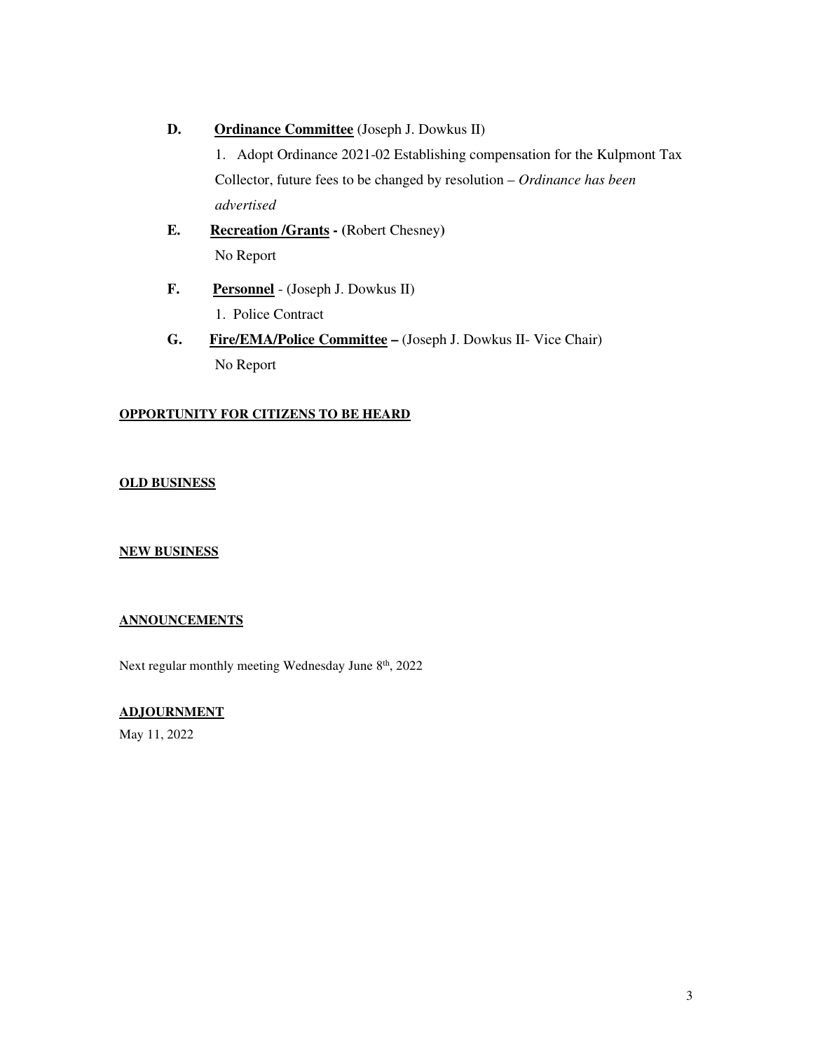**D.** **Ordinance Committee** (Joseph J. Dowkus II)

1. Adopt Ordinance 2021-02 Establishing compensation for the Kulpmont Tax Collector, future fees to be changed by resolution – *Ordinance has been advertised*

**E.** **Recreation /Grants - (**Robert Chesney**)**

No Report

**F.** **Personnel** - (Joseph J. Dowkus II)

1. Police Contract

**G.** **Fire/EMA/Police Committee –** (Joseph J. Dowkus II- Vice Chair)

No Report

**OPPORTUNITY FOR CITIZENS TO BE HEARD**

**OLD BUSINESS**

**NEW BUSINESS**

**ANNOUNCEMENTS**

Next regular monthly meeting Wednesday June 8th, 2022

**ADJOURNMENT**

May 11, 2022